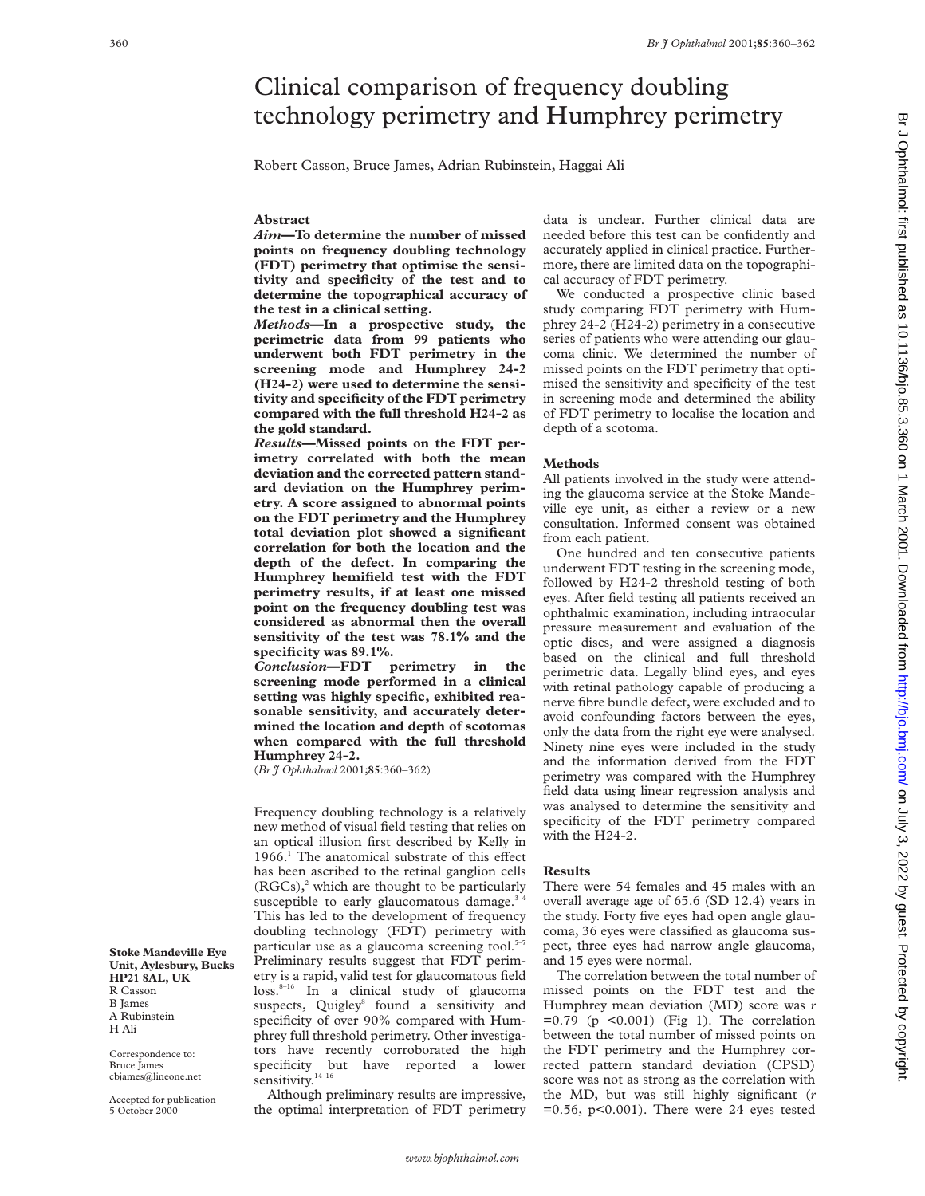# Clinical comparison of frequency doubling technology perimetry and Humphrey perimetry

Robert Casson, Bruce James, Adrian Rubinstein, Haggai Ali

## Abstract

***Aim*—To determine the number of missed points on frequency doubling technology (FDT) perimetry that optimise the sensitivity and specificity of the test and to determine the topographical accuracy of the test in a clinical setting.**

***Methods*—In a prospective study, the perimetric data from 99 patients who underwent both FDT perimetry in the screening mode and Humphrey 24-2 (H24-2) were used to determine the sensitivity and specificity of the FDT perimetry compared with the full threshold H24-2 as the gold standard.**

***Results*—Missed points on the FDT perimetry correlated with both the mean deviation and the corrected pattern standard deviation on the Humphrey perimetry. A score assigned to abnormal points on the FDT perimetry and the Humphrey total deviation plot showed a significant correlation for both the location and the depth of the defect. In comparing the Humphrey hemifield test with the FDT perimetry results, if at least one missed point on the frequency doubling test was considered as abnormal then the overall sensitivity of the test was 78.1% and the specificity was 89.1%.**

***Conclusion*—FDT perimetry in the screening mode performed in a clinical setting was highly specific, exhibited reasonable sensitivity, and accurately determined the location and depth of scotomas when compared with the full threshold Humphrey 24-2.**

(*Br J Ophthalmol* 2001;**85**:360–362)

Frequency doubling technology is a relatively new method of visual field testing that relies on an optical illusion first described by Kelly in 1966.[1] The anatomical substrate of this effect has been ascribed to the retinal ganglion cells (RGCs),[2] which are thought to be particularly susceptible to early glaucomatous damage.[3 4] This has led to the development of frequency doubling technology (FDT) perimetry with particular use as a glaucoma screening tool.[5–7] Preliminary results suggest that FDT perimetry is a rapid, valid test for glaucomatous field loss.[8–16] In a clinical study of glaucoma suspects, Quigley[8] found a sensitivity and specificity of over 90% compared with Humphrey full threshold perimetry. Other investigators have recently corroborated the high specificity but have reported a lower sensitivity.[14–16]

Although preliminary results are impressive, the optimal interpretation of FDT perimetry data is unclear. Further clinical data are needed before this test can be confidently and accurately applied in clinical practice. Furthermore, there are limited data on the topographical accuracy of FDT perimetry.

We conducted a prospective clinic based study comparing FDT perimetry with Humphrey 24-2 (H24-2) perimetry in a consecutive series of patients who were attending our glaucoma clinic. We determined the number of missed points on the FDT perimetry that optimised the sensitivity and specificity of the test in screening mode and determined the ability of FDT perimetry to localise the location and depth of a scotoma.

## Methods

All patients involved in the study were attending the glaucoma service at the Stoke Mandeville eye unit, as either a review or a new consultation. Informed consent was obtained from each patient.

One hundred and ten consecutive patients underwent FDT testing in the screening mode, followed by H24-2 threshold testing of both eyes. After field testing all patients received an ophthalmic examination, including intraocular pressure measurement and evaluation of the optic discs, and were assigned a diagnosis based on the clinical and full threshold perimetric data. Legally blind eyes, and eyes with retinal pathology capable of producing a nerve fibre bundle defect, were excluded and to avoid confounding factors between the eyes, only the data from the right eye were analysed. Ninety nine eyes were included in the study and the information derived from the FDT perimetry was compared with the Humphrey field data using linear regression analysis and was analysed to determine the sensitivity and specificity of the FDT perimetry compared with the H24-2.

## Results

There were 54 females and 45 males with an overall average age of 65.6 (SD 12.4) years in the study. Forty five eyes had open angle glaucoma, 36 eyes were classified as glaucoma suspect, three eyes had narrow angle glaucoma, and 15 eyes were normal.

The correlation between the total number of missed points on the FDT test and the Humphrey mean deviation (MD) score was $r = 0.79$ ($p < 0.001$) (Fig 1). The correlation between the total number of missed points on the FDT perimetry and the Humphrey corrected pattern standard deviation (CPSD) score was not as strong as the correlation with the MD, but was still highly significant ($r = 0.56$, $p < 0.001$). There were 24 eyes tested

**Stoke Mandeville Eye Unit, Aylesbury, Bucks HP21 8AL, UK**
R Casson
B James
A Rubinstein
H Ali

Correspondence to:
Bruce James
cbjames@lineone.net

Accepted for publication 5 October 2000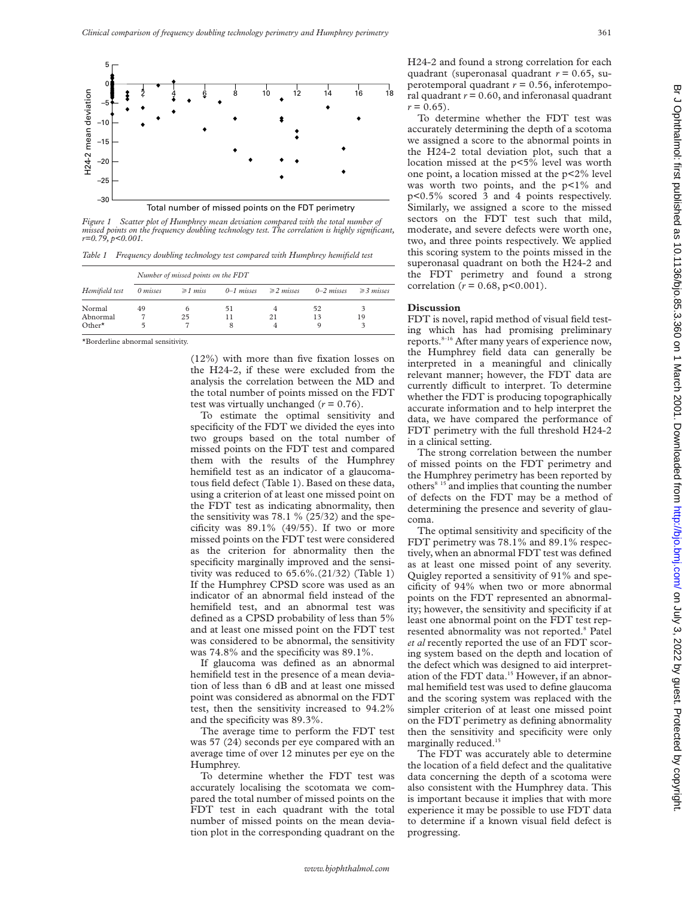*Figure 1 Scatter plot of Humphrey mean deviation compared with the total number of missed points on the frequency doubling technology test. The correlation is highly significant, r=0.79, p<0.001.*

*Table 1 Frequency doubling technology test compared with Humphrey hemifield test*

| Hemifield test | Number of missed points on the FDT | | | | | |
|---|---|---|---|---|---|---|
| | 0 misses | ≥1 miss | 0–1 misses | ≥2 misses | 0–2 misses | ≥3 misses |
| Normal | 49 | 6 | 51 | 4 | 52 | 3 |
| Abnormal | 7 | 25 | 11 | 21 | 13 | 19 |
| Other* | 5 | 7 | 8 | 4 | 9 | 3 |

*Borderline abnormal sensitivity.

(12%) with more than five fixation losses on the H24-2, if these were excluded from the analysis the correlation between the MD and the total number of points missed on the FDT test was virtually unchanged ($r = 0.76$).

To estimate the optimal sensitivity and specificity of the FDT we divided the eyes into two groups based on the total number of missed points on the FDT test and compared them with the results of the Humphrey hemifield test as an indicator of a glaucomatous field defect (Table 1). Based on these data, using a criterion of at least one missed point on the FDT test as indicating abnormality, then the sensitivity was 78.1 % (25/32) and the specificity was 89.1% (49/55). If two or more missed points on the FDT test were considered as the criterion for abnormality then the specificity marginally improved and the sensitivity was reduced to 65.6%.(21/32) (Table 1) If the Humphrey CPSD score was used as an indicator of an abnormal field instead of the hemifield test, and an abnormal test was defined as a CPSD probability of less than 5% and at least one missed point on the FDT test was considered to be abnormal, the sensitivity was 74.8% and the specificity was 89.1%.

If glaucoma was defined as an abnormal hemifield test in the presence of a mean deviation of less than 6 dB and at least one missed point was considered as abnormal on the FDT test, then the sensitivity increased to 94.2% and the specificity was 89.3%.

The average time to perform the FDT test was 57 (24) seconds per eye compared with an average time of over 12 minutes per eye on the Humphrey.

To determine whether the FDT test was accurately localising the scotomata we compared the total number of missed points on the FDT test in each quadrant with the total number of missed points on the mean deviation plot in the corresponding quadrant on the H24-2 and found a strong correlation for each quadrant (superonasal quadrant $r = 0.65$, superotemporal quadrant $r = 0.56$, inferotemporal quadrant $r = 0.60$, and inferonasal quadrant $r = 0.65$).

To determine whether the FDT test was accurately determining the depth of a scotoma we assigned a score to the abnormal points in the H24-2 total deviation plot, such that a location missed at the p<5% level was worth one point, a location missed at the p<2% level was worth two points, and the p<1% and p<0.5% scored 3 and 4 points respectively. Similarly, we assigned a score to the missed sectors on the FDT test such that mild, moderate, and severe defects were worth one, two, and three points respectively. We applied this scoring system to the points missed in the superonasal quadrant on both the H24-2 and the FDT perimetry and found a strong correlation ($r = 0.68$, $p<0.001$).

## Discussion

FDT is novel, rapid method of visual field testing which has had promising preliminary reports.[8–16] After many years of experience now, the Humphrey field data can generally be interpreted in a meaningful and clinically relevant manner; however, the FDT data are currently difficult to interpret. To determine whether the FDT is producing topographically accurate information and to help interpret the data, we have compared the performance of FDT perimetry with the full threshold H24-2 in a clinical setting.

The strong correlation between the number of missed points on the FDT perimetry and the Humphrey perimetry has been reported by others[8 15] and implies that counting the number of defects on the FDT may be a method of determining the presence and severity of glaucoma.

The optimal sensitivity and specificity of the FDT perimetry was 78.1% and 89.1% respectively, when an abnormal FDT test was defined as at least one missed point of any severity. Quigley reported a sensitivity of 91% and specificity of 94% when two or more abnormal points on the FDT represented an abnormality; however, the sensitivity and specificity if at least one abnormal point on the FDT test represented abnormality was not reported.[8] Patel *et al* recently reported the use of an FDT scoring system based on the depth and location of the defect which was designed to aid interpretation of the FDT data.[15] However, if an abnormal hemifield test was used to define glaucoma and the scoring system was replaced with the simpler criterion of at least one missed point on the FDT perimetry as defining abnormality then the sensitivity and specificity were only marginally reduced.[15]

The FDT was accurately able to determine the location of a field defect and the qualitative data concerning the depth of a scotoma were also consistent with the Humphrey data. This is important because it implies that with more experience it may be possible to use FDT data to determine if a known visual field defect is progressing.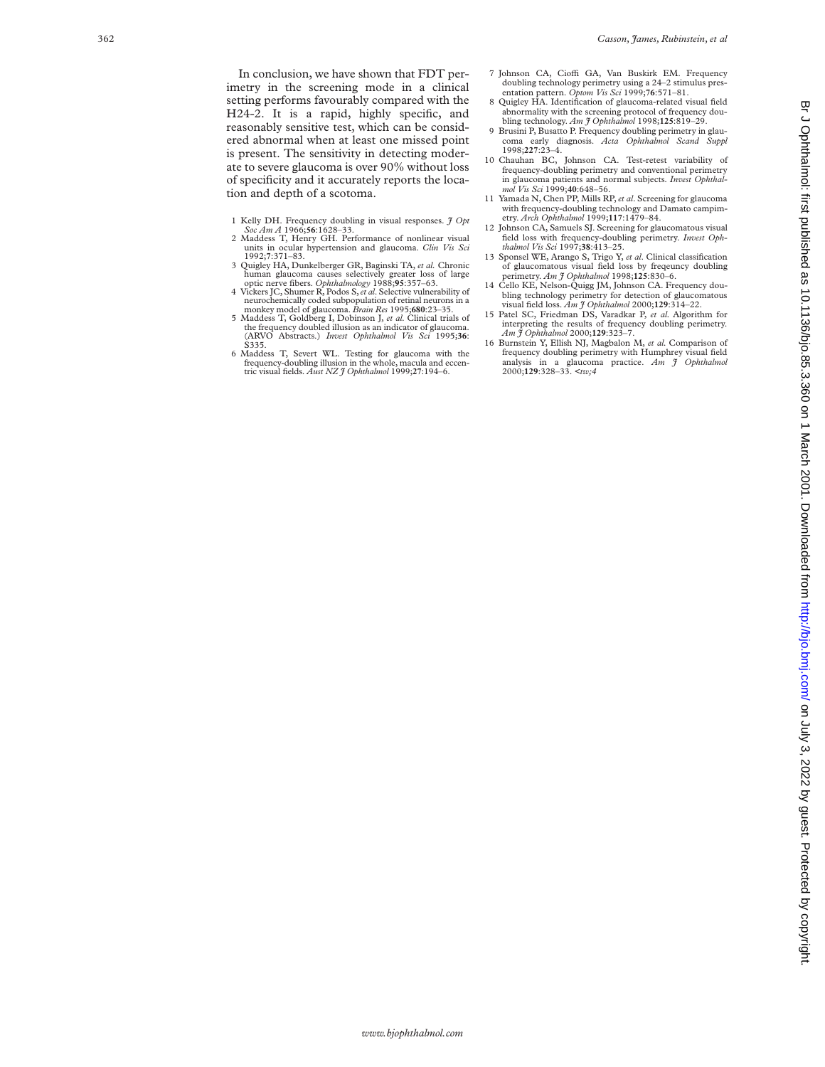In conclusion, we have shown that FDT perimetry in the screening mode in a clinical setting performs favourably compared with the H24-2. It is a rapid, highly specific, and reasonably sensitive test, which can be considered abnormal when at least one missed point is present. The sensitivity in detecting moderate to severe glaucoma is over 90% without loss of specificity and it accurately reports the location and depth of a scotoma.

1 Kelly DH. Frequency doubling in visual responses. *J Opt Soc Am A* 1966;**56**:1628–33.
2 Maddess T, Henry GH. Performance of nonlinear visual units in ocular hypertension and glaucoma. *Clin Vis Sci* 1992;**7**:371–83.
3 Quigley HA, Dunkelberger GR, Baginski TA, *et al.* Chronic human glaucoma causes selectively greater loss of large optic nerve fibers. *Ophthalmology* 1988;**95**:357–63.
4 Vickers JC, Shumer R, Podos S, *et al.* Selective vulnerability of neurochemically coded subpopulation of retinal neurons in a monkey model of glaucoma. *Brain Res* 1995;**680**:23–35.
5 Maddess T, Goldberg I, Dobinson J, *et al.* Clinical trials of the frequency doubled illusion as an indicator of glaucoma. (ARVO Abstracts.) *Invest Ophthalmol Vis Sci* 1995;**36**: S335.
6 Maddess T, Severt WL. Testing for glaucoma with the frequency-doubling illusion in the whole, macula and eccentric visual fields. *Aust NZ J Ophthalmol* 1999;**27**:194–6.
7 Johnson CA, Cioffi GA, Van Buskirk EM. Frequency doubling technology perimetry using a 24–2 stimulus presentation pattern. *Optom Vis Sci* 1999;**76**:571–81.
8 Quigley HA. Identification of glaucoma-related visual field abnormality with the screening protocol of frequency doubling technology. *Am J Ophthalmol* 1998;**125**:819–29.
9 Brusini P, Busatto P. Frequency doubling perimetry in glaucoma early diagnosis. *Acta Ophthalmol Scand Suppl* 1998;**227**:23–4.
10 Chauhan BC, Johnson CA. Test-retest variability of frequency-doubling perimetry and conventional perimetry in glaucoma patients and normal subjects. *Invest Ophthalmol Vis Sci* 1999;**40**:648–56.
11 Yamada N, Chen PP, Mills RP, *et al.* Screening for glaucoma with frequency-doubling technology and Damato campimetry. *Arch Ophthalmol* 1999;**117**:1479–84.
12 Johnson CA, Samuels SJ. Screening for glaucomatous visual field loss with frequency-doubling perimetry. *Invest Ophthalmol Vis Sci* 1997;**38**:413–25.
13 Sponsel WE, Arango S, Trigo Y, *et al.* Clinical classification of glaucomatous visual field loss by freqeuncy doubling perimetry. *Am J Ophthalmol* 1998;**125**:830–6.
14 Cello KE, Nelson-Quigg JM, Johnson CA. Frequency doubling technology perimetry for detection of glaucomatous visual field loss. *Am J Ophthalmol* 2000;**129**:314–22.
15 Patel SC, Friedman DS, Varadkar P, *et al.* Algorithm for interpreting the results of frequency doubling perimetry. *Am J Ophthalmol* 2000;**129**:323–7.
16 Burnstein Y, Ellish NJ, Magbalon M, *et al.* Comparison of frequency doubling perimetry with Humphrey visual field analysis in a glaucoma practice. *Am J Ophthalmol* 2000;**129**:328–33. *<tw;4*